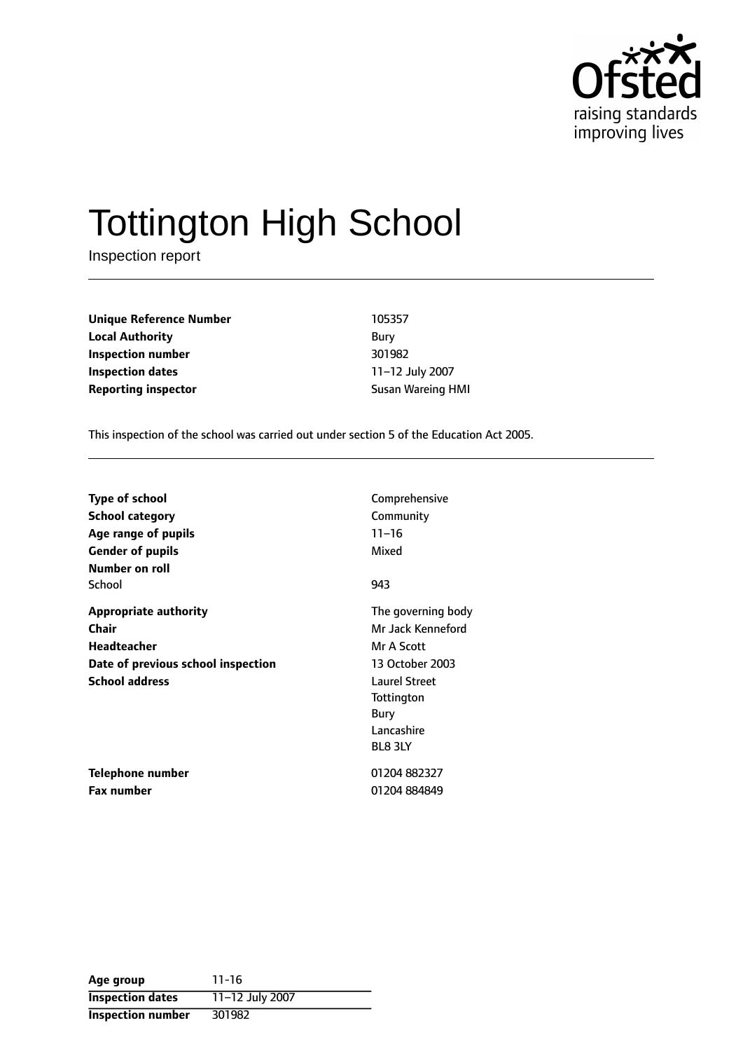# Tottington High School

Inspection report

| | |
|---|---|
| **Unique Reference Number** | 105357 |
| **Local Authority** | Bury |
| **Inspection number** | 301982 |
| **Inspection dates** | 11–12 July 2007 |
| **Reporting inspector** | Susan Wareing HMI |

This inspection of the school was carried out under section 5 of the Education Act 2005.

| | |
|---|---|
| **Type of school** | Comprehensive |
| **School category** | Community |
| **Age range of pupils** | 11–16 |
| **Gender of pupils** | Mixed |
| **Number on roll** | |
| School | 943 |
| **Appropriate authority** | The governing body |
| **Chair** | Mr Jack Kenneford |
| **Headteacher** | Mr A Scott |
| **Date of previous school inspection** | 13 October 2003 |
| **School address** | Laurel Street<br>Tottington<br>Bury<br>Lancashire<br>BL8 3LY |
| **Telephone number** | 01204 882327 |
| **Fax number** | 01204 884849 |

| | |
|---|---|
| **Age group** | 11-16 |
| **Inspection dates** | 11–12 July 2007 |
| **Inspection number** | 301982 |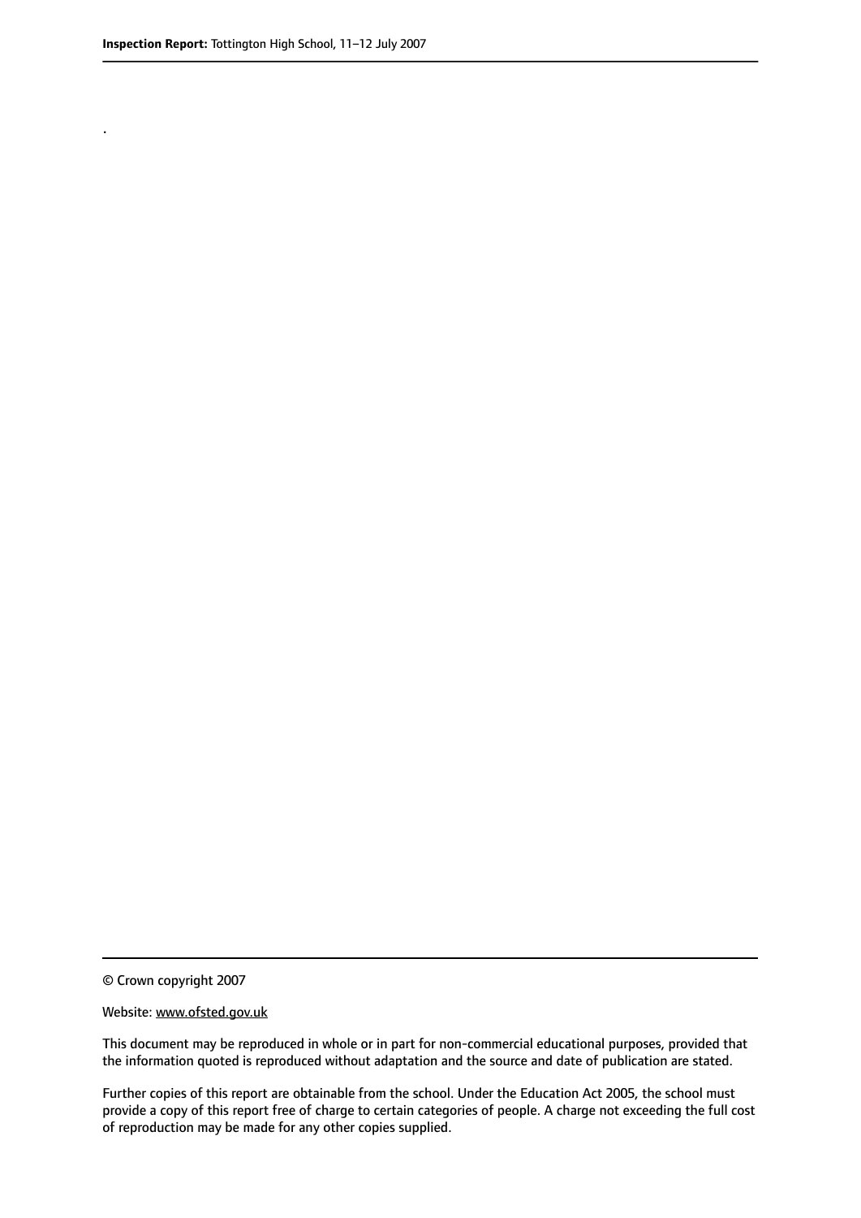.

© Crown copyright 2007

Website: www.ofsted.gov.uk

This document may be reproduced in whole or in part for non-commercial educational purposes, provided that the information quoted is reproduced without adaptation and the source and date of publication are stated.

Further copies of this report are obtainable from the school. Under the Education Act 2005, the school must provide a copy of this report free of charge to certain categories of people. A charge not exceeding the full cost of reproduction may be made for any other copies supplied.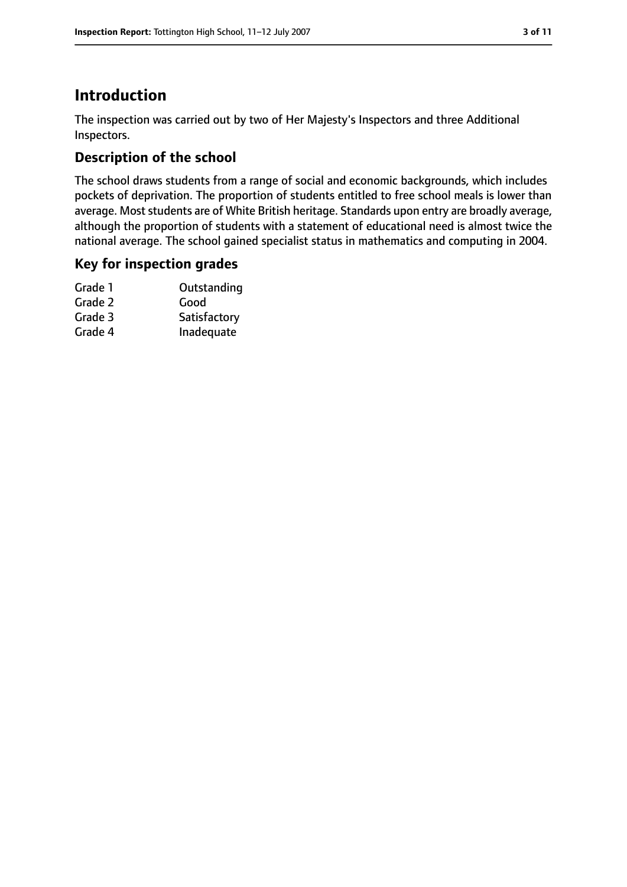# Introduction

The inspection was carried out by two of Her Majesty's Inspectors and three Additional Inspectors.

## Description of the school

The school draws students from a range of social and economic backgrounds, which includes pockets of deprivation. The proportion of students entitled to free school meals is lower than average. Most students are of White British heritage. Standards upon entry are broadly average, although the proportion of students with a statement of educational need is almost twice the national average. The school gained specialist status in mathematics and computing in 2004.

## Key for inspection grades

| | |
|---|---|
| Grade 1 | Outstanding |
| Grade 2 | Good |
| Grade 3 | Satisfactory |
| Grade 4 | Inadequate |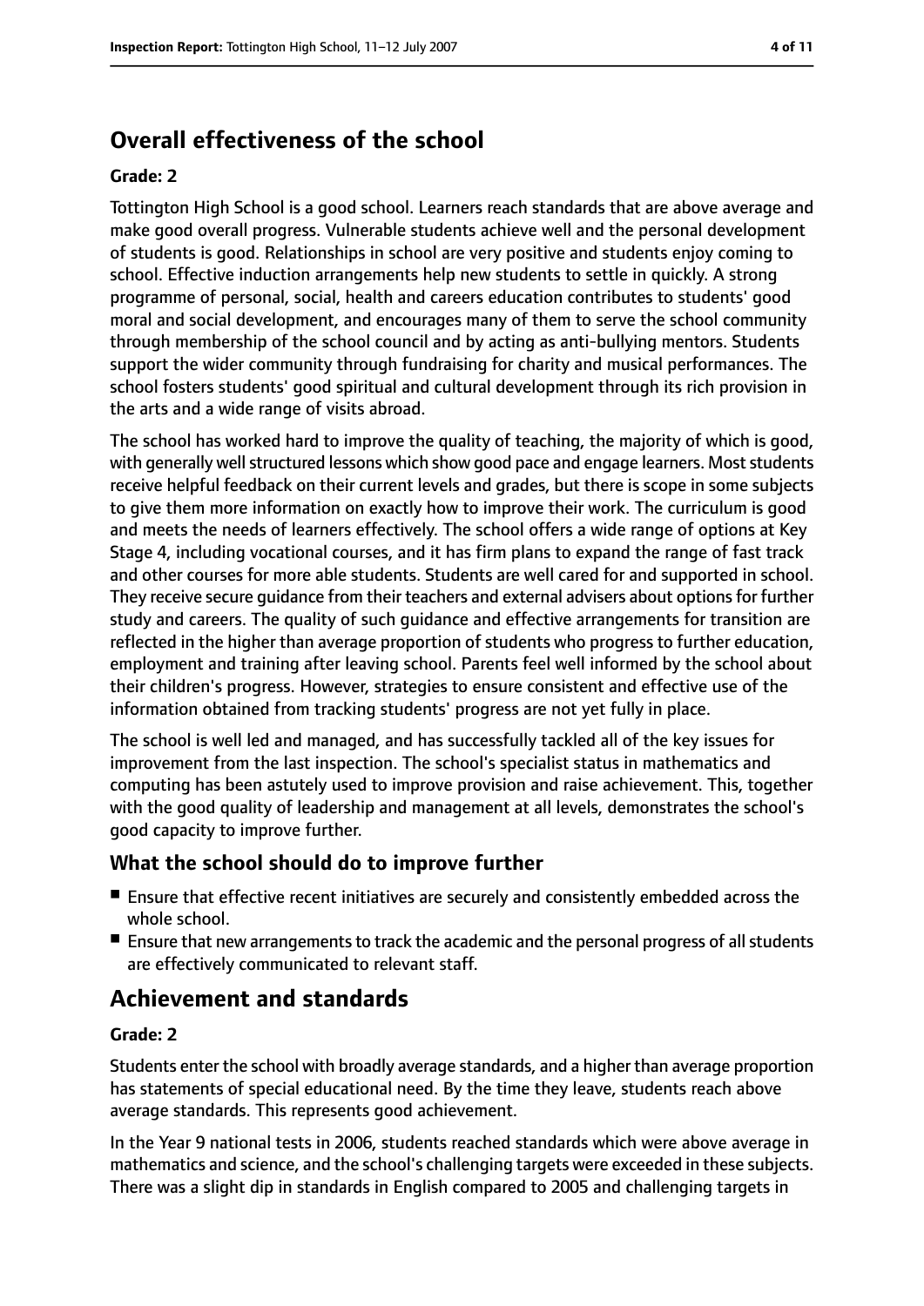## Overall effectiveness of the school

#### Grade: 2

Tottington High School is a good school. Learners reach standards that are above average and make good overall progress. Vulnerable students achieve well and the personal development of students is good. Relationships in school are very positive and students enjoy coming to school. Effective induction arrangements help new students to settle in quickly. A strong programme of personal, social, health and careers education contributes to students' good moral and social development, and encourages many of them to serve the school community through membership of the school council and by acting as anti-bullying mentors. Students support the wider community through fundraising for charity and musical performances. The school fosters students' good spiritual and cultural development through its rich provision in the arts and a wide range of visits abroad.

The school has worked hard to improve the quality of teaching, the majority of which is good, with generally well structured lessons which show good pace and engage learners. Most students receive helpful feedback on their current levels and grades, but there is scope in some subjects to give them more information on exactly how to improve their work. The curriculum is good and meets the needs of learners effectively. The school offers a wide range of options at Key Stage 4, including vocational courses, and it has firm plans to expand the range of fast track and other courses for more able students. Students are well cared for and supported in school. They receive secure guidance from their teachers and external advisers about options for further study and careers. The quality of such guidance and effective arrangements for transition are reflected in the higher than average proportion of students who progress to further education, employment and training after leaving school. Parents feel well informed by the school about their children's progress. However, strategies to ensure consistent and effective use of the information obtained from tracking students' progress are not yet fully in place.

The school is well led and managed, and has successfully tackled all of the key issues for improvement from the last inspection. The school's specialist status in mathematics and computing has been astutely used to improve provision and raise achievement. This, together with the good quality of leadership and management at all levels, demonstrates the school's good capacity to improve further.

### What the school should do to improve further

- Ensure that effective recent initiatives are securely and consistently embedded across the whole school.
- Ensure that new arrangements to track the academic and the personal progress of all students are effectively communicated to relevant staff.

## Achievement and standards

#### Grade: 2

Students enter the school with broadly average standards, and a higher than average proportion has statements of special educational need. By the time they leave, students reach above average standards. This represents good achievement.

In the Year 9 national tests in 2006, students reached standards which were above average in mathematics and science, and the school's challenging targets were exceeded in these subjects. There was a slight dip in standards in English compared to 2005 and challenging targets in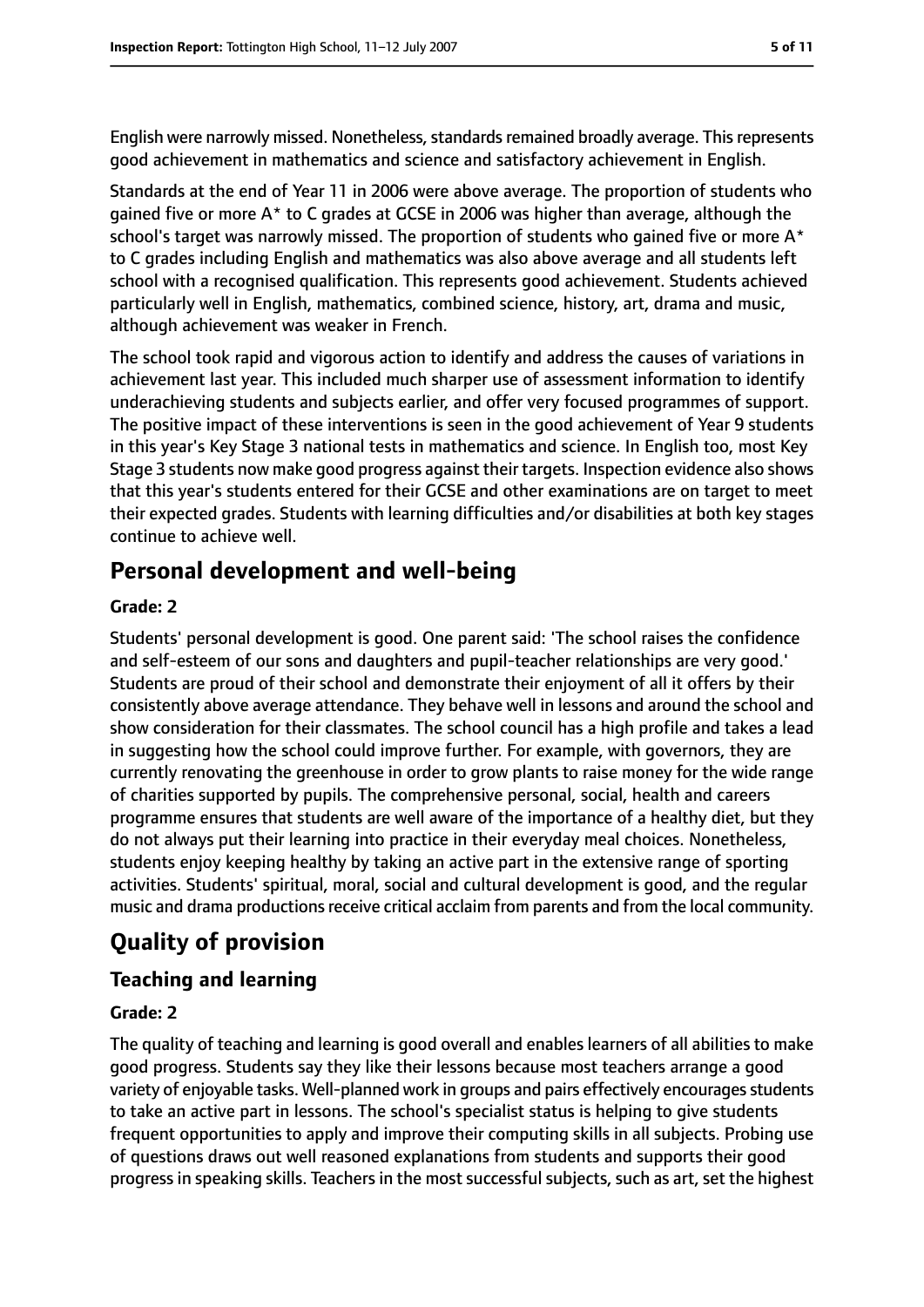English were narrowly missed. Nonetheless, standards remained broadly average. This represents good achievement in mathematics and science and satisfactory achievement in English.

Standards at the end of Year 11 in 2006 were above average. The proportion of students who gained five or more A* to C grades at GCSE in 2006 was higher than average, although the school's target was narrowly missed. The proportion of students who gained five or more A* to C grades including English and mathematics was also above average and all students left school with a recognised qualification. This represents good achievement. Students achieved particularly well in English, mathematics, combined science, history, art, drama and music, although achievement was weaker in French.

The school took rapid and vigorous action to identify and address the causes of variations in achievement last year. This included much sharper use of assessment information to identify underachieving students and subjects earlier, and offer very focused programmes of support. The positive impact of these interventions is seen in the good achievement of Year 9 students in this year's Key Stage 3 national tests in mathematics and science. In English too, most Key Stage 3 students now make good progress against their targets. Inspection evidence also shows that this year's students entered for their GCSE and other examinations are on target to meet their expected grades. Students with learning difficulties and/or disabilities at both key stages continue to achieve well.

## Personal development and well-being

### Grade: 2

Students' personal development is good. One parent said: 'The school raises the confidence and self-esteem of our sons and daughters and pupil-teacher relationships are very good.' Students are proud of their school and demonstrate their enjoyment of all it offers by their consistently above average attendance. They behave well in lessons and around the school and show consideration for their classmates. The school council has a high profile and takes a lead in suggesting how the school could improve further. For example, with governors, they are currently renovating the greenhouse in order to grow plants to raise money for the wide range of charities supported by pupils. The comprehensive personal, social, health and careers programme ensures that students are well aware of the importance of a healthy diet, but they do not always put their learning into practice in their everyday meal choices. Nonetheless, students enjoy keeping healthy by taking an active part in the extensive range of sporting activities. Students' spiritual, moral, social and cultural development is good, and the regular music and drama productions receive critical acclaim from parents and from the local community.

# Quality of provision

## Teaching and learning

### Grade: 2

The quality of teaching and learning is good overall and enables learners of all abilities to make good progress. Students say they like their lessons because most teachers arrange a good variety of enjoyable tasks. Well-planned work in groups and pairs effectively encourages students to take an active part in lessons. The school's specialist status is helping to give students frequent opportunities to apply and improve their computing skills in all subjects. Probing use of questions draws out well reasoned explanations from students and supports their good progress in speaking skills. Teachers in the most successful subjects, such as art, set the highest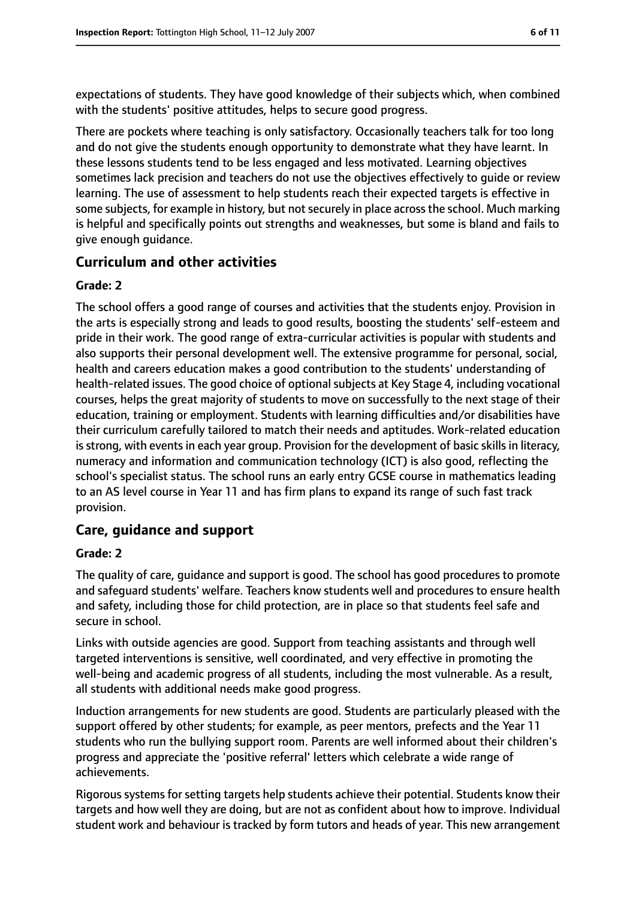expectations of students. They have good knowledge of their subjects which, when combined with the students' positive attitudes, helps to secure good progress.

There are pockets where teaching is only satisfactory. Occasionally teachers talk for too long and do not give the students enough opportunity to demonstrate what they have learnt. In these lessons students tend to be less engaged and less motivated. Learning objectives sometimes lack precision and teachers do not use the objectives effectively to guide or review learning. The use of assessment to help students reach their expected targets is effective in some subjects, for example in history, but not securely in place across the school. Much marking is helpful and specifically points out strengths and weaknesses, but some is bland and fails to give enough guidance.

## Curriculum and other activities

**Grade: 2**

The school offers a good range of courses and activities that the students enjoy. Provision in the arts is especially strong and leads to good results, boosting the students' self-esteem and pride in their work. The good range of extra-curricular activities is popular with students and also supports their personal development well. The extensive programme for personal, social, health and careers education makes a good contribution to the students' understanding of health-related issues. The good choice of optional subjects at Key Stage 4, including vocational courses, helps the great majority of students to move on successfully to the next stage of their education, training or employment. Students with learning difficulties and/or disabilities have their curriculum carefully tailored to match their needs and aptitudes. Work-related education is strong, with events in each year group. Provision for the development of basic skills in literacy, numeracy and information and communication technology (ICT) is also good, reflecting the school's specialist status. The school runs an early entry GCSE course in mathematics leading to an AS level course in Year 11 and has firm plans to expand its range of such fast track provision.

## Care, guidance and support

**Grade: 2**

The quality of care, guidance and support is good. The school has good procedures to promote and safeguard students' welfare. Teachers know students well and procedures to ensure health and safety, including those for child protection, are in place so that students feel safe and secure in school.

Links with outside agencies are good. Support from teaching assistants and through well targeted interventions is sensitive, well coordinated, and very effective in promoting the well-being and academic progress of all students, including the most vulnerable. As a result, all students with additional needs make good progress.

Induction arrangements for new students are good. Students are particularly pleased with the support offered by other students; for example, as peer mentors, prefects and the Year 11 students who run the bullying support room. Parents are well informed about their children's progress and appreciate the 'positive referral' letters which celebrate a wide range of achievements.

Rigorous systems for setting targets help students achieve their potential. Students know their targets and how well they are doing, but are not as confident about how to improve. Individual student work and behaviour is tracked by form tutors and heads of year. This new arrangement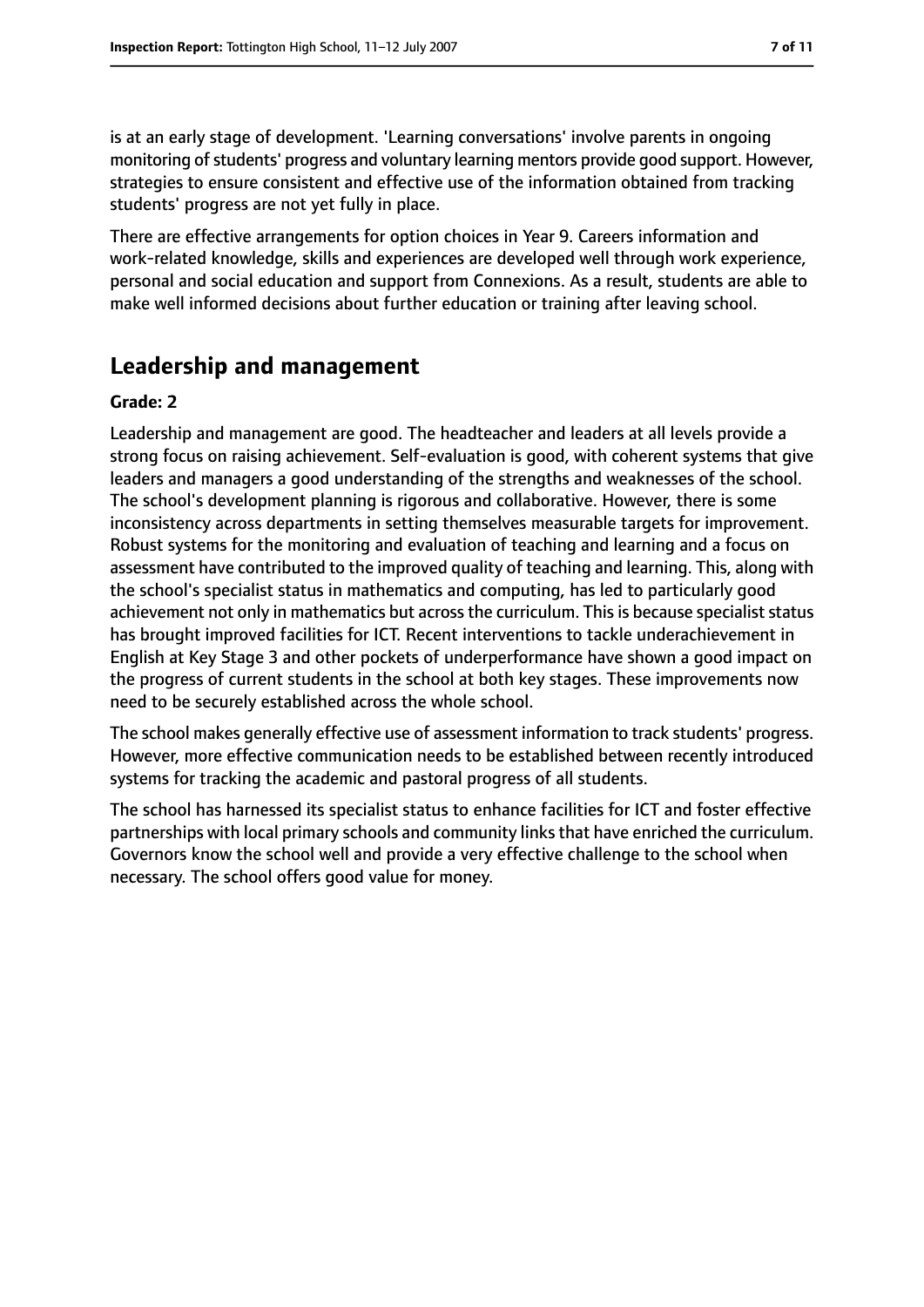is at an early stage of development. 'Learning conversations' involve parents in ongoing monitoring of students' progress and voluntary learning mentors provide good support. However, strategies to ensure consistent and effective use of the information obtained from tracking students' progress are not yet fully in place.

There are effective arrangements for option choices in Year 9. Careers information and work-related knowledge, skills and experiences are developed well through work experience, personal and social education and support from Connexions. As a result, students are able to make well informed decisions about further education or training after leaving school.

## Leadership and management

**Grade: 2**

Leadership and management are good. The headteacher and leaders at all levels provide a strong focus on raising achievement. Self-evaluation is good, with coherent systems that give leaders and managers a good understanding of the strengths and weaknesses of the school. The school's development planning is rigorous and collaborative. However, there is some inconsistency across departments in setting themselves measurable targets for improvement. Robust systems for the monitoring and evaluation of teaching and learning and a focus on assessment have contributed to the improved quality of teaching and learning. This, along with the school's specialist status in mathematics and computing, has led to particularly good achievement not only in mathematics but across the curriculum. This is because specialist status has brought improved facilities for ICT. Recent interventions to tackle underachievement in English at Key Stage 3 and other pockets of underperformance have shown a good impact on the progress of current students in the school at both key stages. These improvements now need to be securely established across the whole school.

The school makes generally effective use of assessment information to track students' progress. However, more effective communication needs to be established between recently introduced systems for tracking the academic and pastoral progress of all students.

The school has harnessed its specialist status to enhance facilities for ICT and foster effective partnerships with local primary schools and community links that have enriched the curriculum. Governors know the school well and provide a very effective challenge to the school when necessary. The school offers good value for money.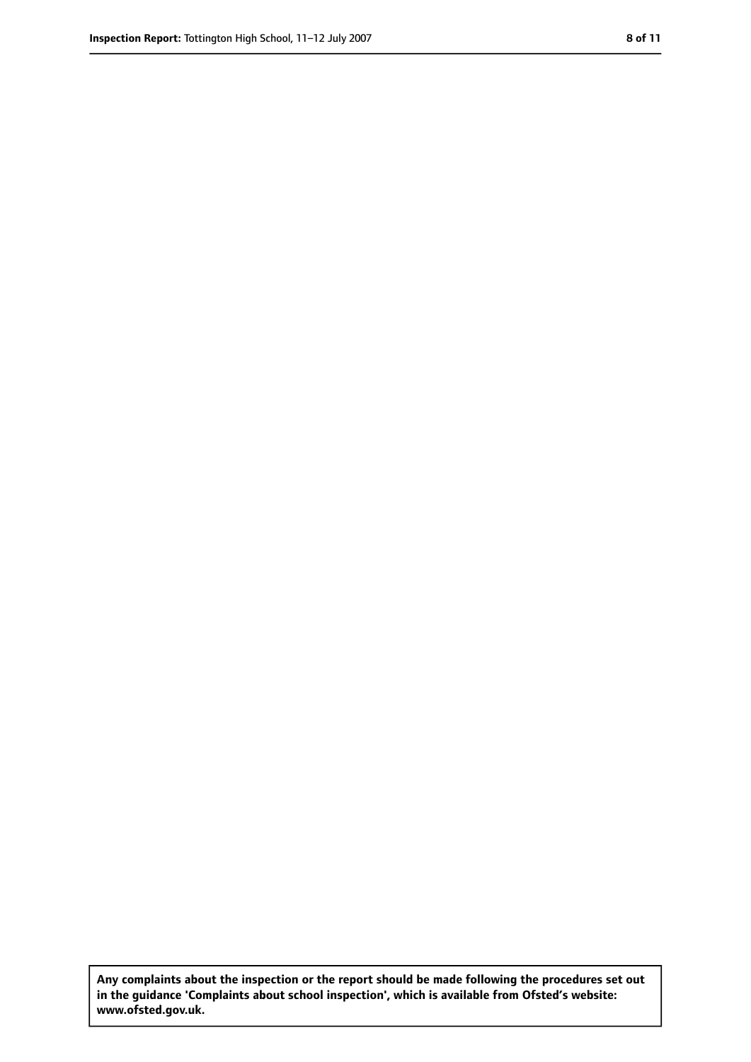**Any complaints about the inspection or the report should be made following the procedures set out in the guidance 'Complaints about school inspection', which is available from Ofsted's website: www.ofsted.gov.uk.**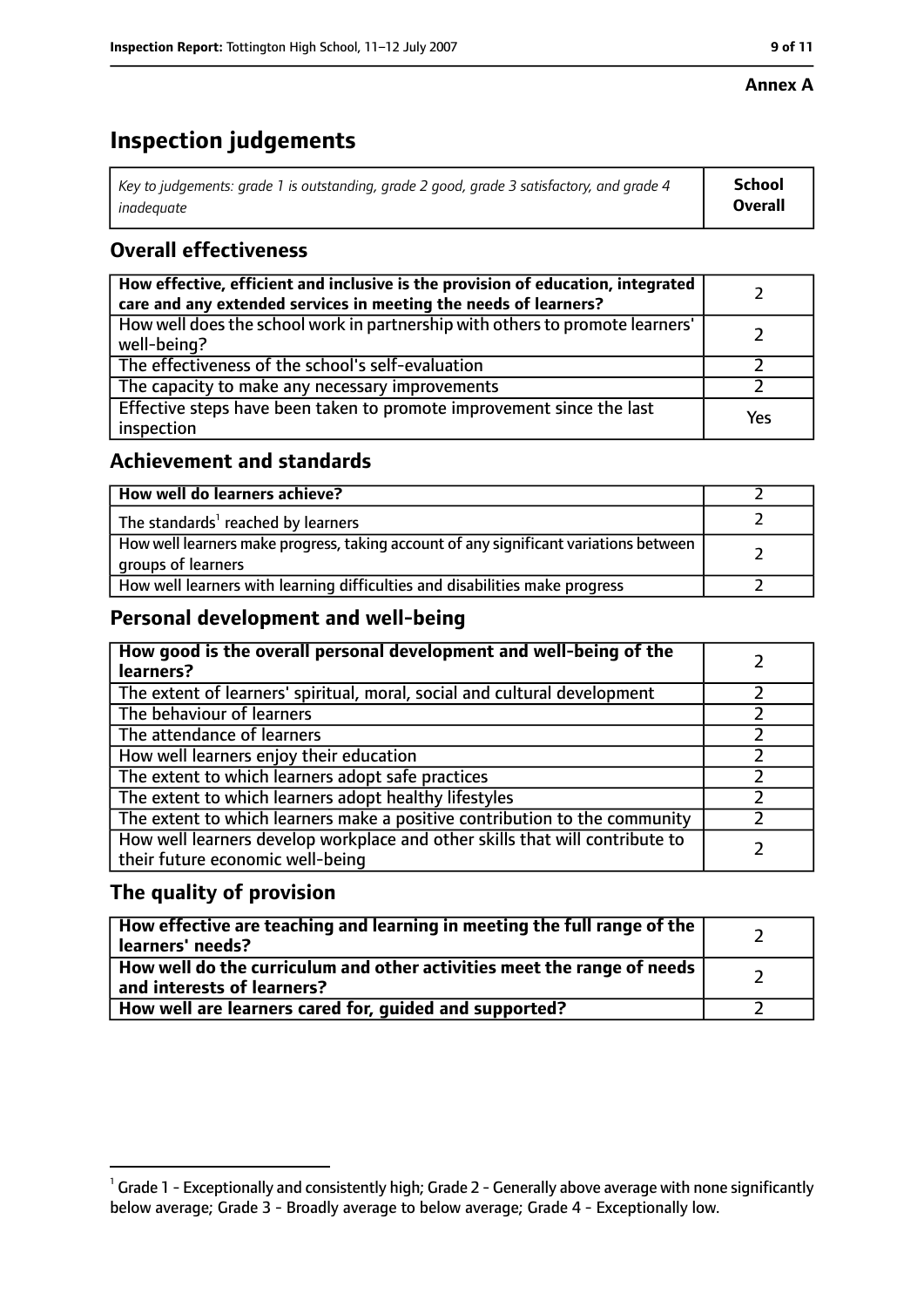**Annex A**

# Inspection judgements

| *Key to judgements: grade 1 is outstanding, grade 2 good, grade 3 satisfactory, and grade 4 inadequate* | **School Overall** |
|---|---|

## Overall effectiveness

| | |
|---|---|
| **How effective, efficient and inclusive is the provision of education, integrated care and any extended services in meeting the needs of learners?** | 2 |
| How well does the school work in partnership with others to promote learners' well-being? | 2 |
| The effectiveness of the school's self-evaluation | 2 |
| The capacity to make any necessary improvements | 2 |
| Effective steps have been taken to promote improvement since the last inspection | Yes |

## Achievement and standards

| | |
|---|---|
| **How well do learners achieve?** | 2 |
| The standards[1] reached by learners | 2 |
| How well learners make progress, taking account of any significant variations between groups of learners | 2 |
| How well learners with learning difficulties and disabilities make progress | 2 |

## Personal development and well-being

| | |
|---|---|
| **How good is the overall personal development and well-being of the learners?** | 2 |
| The extent of learners' spiritual, moral, social and cultural development | 2 |
| The behaviour of learners | 2 |
| The attendance of learners | 2 |
| How well learners enjoy their education | 2 |
| The extent to which learners adopt safe practices | 2 |
| The extent to which learners adopt healthy lifestyles | 2 |
| The extent to which learners make a positive contribution to the community | 2 |
| How well learners develop workplace and other skills that will contribute to their future economic well-being | 2 |

## The quality of provision

| | |
|---|---|
| **How effective are teaching and learning in meeting the full range of the learners' needs?** | 2 |
| **How well do the curriculum and other activities meet the range of needs and interests of learners?** | 2 |
| **How well are learners cared for, guided and supported?** | 2 |

[1] Grade 1 - Exceptionally and consistently high; Grade 2 - Generally above average with none significantly below average; Grade 3 - Broadly average to below average; Grade 4 - Exceptionally low.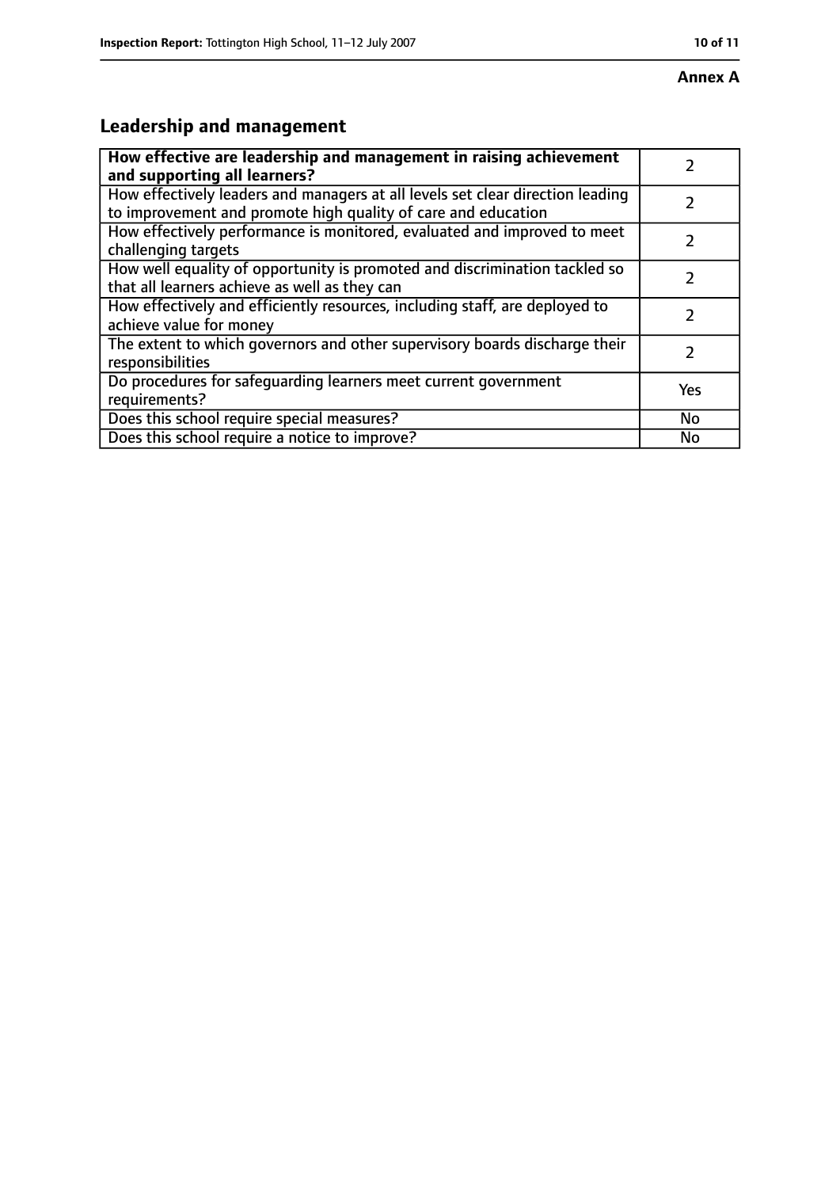**Annex A**

## Leadership and management

| How effective are leadership and management in raising achievement and supporting all learners? | 2 |
|---|---|
| How effectively leaders and managers at all levels set clear direction leading to improvement and promote high quality of care and education | 2 |
| How effectively performance is monitored, evaluated and improved to meet challenging targets | 2 |
| How well equality of opportunity is promoted and discrimination tackled so that all learners achieve as well as they can | 2 |
| How effectively and efficiently resources, including staff, are deployed to achieve value for money | 2 |
| The extent to which governors and other supervisory boards discharge their responsibilities | 2 |
| Do procedures for safeguarding learners meet current government requirements? | Yes |
| Does this school require special measures? | No |
| Does this school require a notice to improve? | No |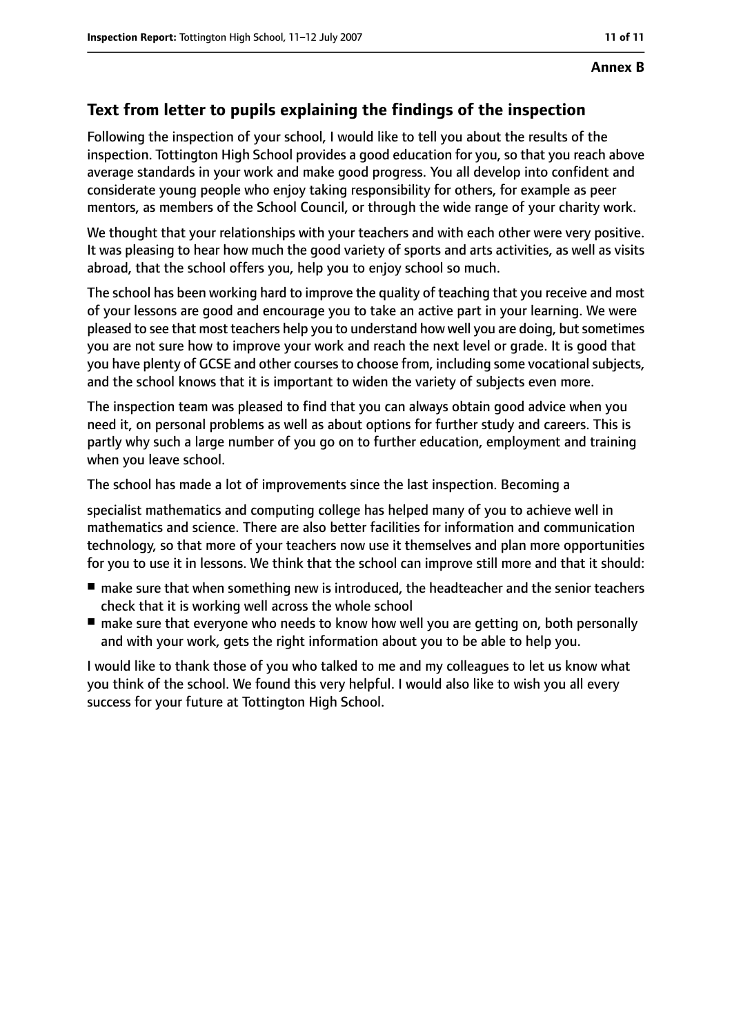**Annex B**

## Text from letter to pupils explaining the findings of the inspection

Following the inspection of your school, I would like to tell you about the results of the inspection. Tottington High School provides a good education for you, so that you reach above average standards in your work and make good progress. You all develop into confident and considerate young people who enjoy taking responsibility for others, for example as peer mentors, as members of the School Council, or through the wide range of your charity work.

We thought that your relationships with your teachers and with each other were very positive. It was pleasing to hear how much the good variety of sports and arts activities, as well as visits abroad, that the school offers you, help you to enjoy school so much.

The school has been working hard to improve the quality of teaching that you receive and most of your lessons are good and encourage you to take an active part in your learning. We were pleased to see that most teachers help you to understand how well you are doing, but sometimes you are not sure how to improve your work and reach the next level or grade. It is good that you have plenty of GCSE and other courses to choose from, including some vocational subjects, and the school knows that it is important to widen the variety of subjects even more.

The inspection team was pleased to find that you can always obtain good advice when you need it, on personal problems as well as about options for further study and careers. This is partly why such a large number of you go on to further education, employment and training when you leave school.

The school has made a lot of improvements since the last inspection. Becoming a specialist mathematics and computing college has helped many of you to achieve well in mathematics and science. There are also better facilities for information and communication technology, so that more of your teachers now use it themselves and plan more opportunities for you to use it in lessons. We think that the school can improve still more and that it should:

- make sure that when something new is introduced, the headteacher and the senior teachers check that it is working well across the whole school
- make sure that everyone who needs to know how well you are getting on, both personally and with your work, gets the right information about you to be able to help you.

I would like to thank those of you who talked to me and my colleagues to let us know what you think of the school. We found this very helpful. I would also like to wish you all every success for your future at Tottington High School.